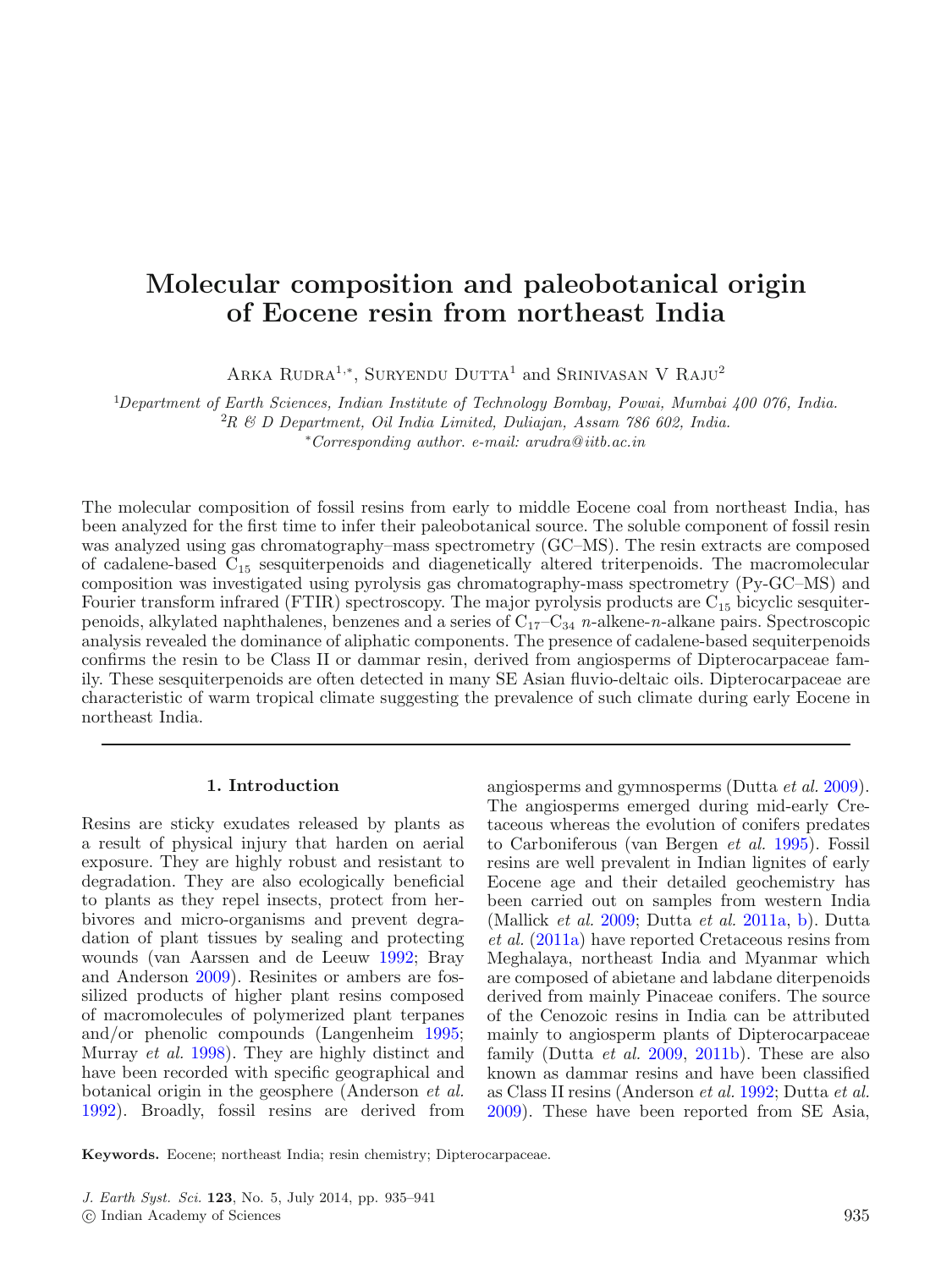# Molecular composition and paleobotanical origin of Eocene resin from northeast India

Arka Rudra[1,*], Suryendu Dutta[1] and Srinivasan V Raju[2]

[1]*Department of Earth Sciences, Indian Institute of Technology Bombay, Powai, Mumbai 400 076, India.*
[2]*R & D Department, Oil India Limited, Duliajan, Assam 786 602, India.*
[*]*Corresponding author. e-mail: arudra@iitb.ac.in*

The molecular composition of fossil resins from early to middle Eocene coal from northeast India, has been analyzed for the first time to infer their paleobotanical source. The soluble component of fossil resin was analyzed using gas chromatography–mass spectrometry (GC–MS). The resin extracts are composed of cadalene-based $C_{15}$ sesquiterpenoids and diagenetically altered triterpenoids. The macromolecular composition was investigated using pyrolysis gas chromatography-mass spectrometry (Py-GC–MS) and Fourier transform infrared (FTIR) spectroscopy. The major pyrolysis products are $C_{15}$ bicyclic sesquiterpenoids, alkylated naphthalenes, benzenes and a series of $C_{17}$–$C_{34}$ *n*-alkene-*n*-alkane pairs. Spectroscopic analysis revealed the dominance of aliphatic components. The presence of cadalene-based sequiterpenoids confirms the resin to be Class II or dammar resin, derived from angiosperms of Dipterocarpaceae family. These sesquiterpenoids are often detected in many SE Asian fluvio-deltaic oils. Dipterocarpaceae are characteristic of warm tropical climate suggesting the prevalence of such climate during early Eocene in northeast India.

## 1. Introduction

Resins are sticky exudates released by plants as a result of physical injury that harden on aerial exposure. They are highly robust and resistant to degradation. They are also ecologically beneficial to plants as they repel insects, protect from herbivores and micro-organisms and prevent degradation of plant tissues by sealing and protecting wounds (van Aarssen and de Leeuw 1992; Bray and Anderson 2009). Resinites or ambers are fossilized products of higher plant resins composed of macromolecules of polymerized plant terpanes and/or phenolic compounds (Langenheim 1995; Murray *et al.* 1998). They are highly distinct and have been recorded with specific geographical and botanical origin in the geosphere (Anderson *et al.* 1992). Broadly, fossil resins are derived from angiosperms and gymnosperms (Dutta *et al.* 2009). The angiosperms emerged during mid-early Cretaceous whereas the evolution of conifers predates to Carboniferous (van Bergen *et al.* 1995). Fossil resins are well prevalent in Indian lignites of early Eocene age and their detailed geochemistry has been carried out on samples from western India (Mallick *et al.* 2009; Dutta *et al.* 2011a, b). Dutta *et al.* (2011a) have reported Cretaceous resins from Meghalaya, northeast India and Myanmar which are composed of abietane and labdane diterpenoids derived from mainly Pinaceae conifers. The source of the Cenozoic resins in India can be attributed mainly to angiosperm plants of Dipterocarpaceae family (Dutta *et al.* 2009, 2011b). These are also known as dammar resins and have been classified as Class II resins (Anderson *et al.* 1992; Dutta *et al.* 2009). These have been reported from SE Asia,

**Keywords.** Eocene; northeast India; resin chemistry; Dipterocarpaceae.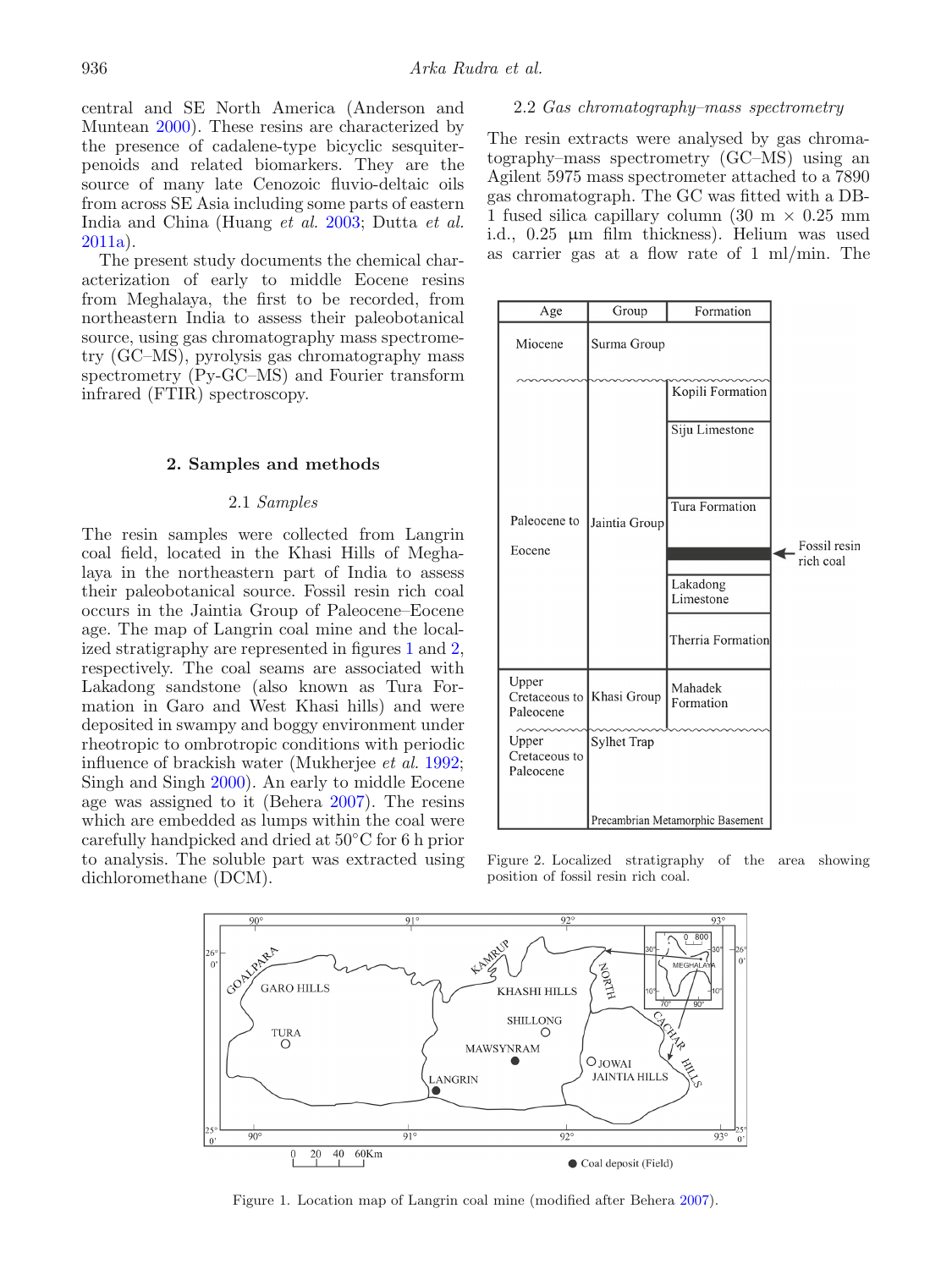central and SE North America (Anderson and Muntean 2000). These resins are characterized by the presence of cadalene-type bicyclic sesquiterpenoids and related biomarkers. They are the source of many late Cenozoic fluvio-deltaic oils from across SE Asia including some parts of eastern India and China (Huang *et al.* 2003; Dutta *et al.* 2011a).

The present study documents the chemical characterization of early to middle Eocene resins from Meghalaya, the first to be recorded, from northeastern India to assess their paleobotanical source, using gas chromatography mass spectrometry (GC–MS), pyrolysis gas chromatography mass spectrometry (Py-GC–MS) and Fourier transform infrared (FTIR) spectroscopy.

## 2. Samples and methods

### 2.1 *Samples*

The resin samples were collected from Langrin coal field, located in the Khasi Hills of Meghalaya in the northeastern part of India to assess their paleobotanical source. Fossil resin rich coal occurs in the Jaintia Group of Paleocene–Eocene age. The map of Langrin coal mine and the localized stratigraphy are represented in figures 1 and 2, respectively. The coal seams are associated with Lakadong sandstone (also known as Tura Formation in Garo and West Khasi hills) and were deposited in swampy and boggy environment under rheotropic to ombrotropic conditions with periodic influence of brackish water (Mukherjee *et al.* 1992; Singh and Singh 2000). An early to middle Eocene age was assigned to it (Behera 2007). The resins which are embedded as lumps within the coal were carefully handpicked and dried at 50°C for 6 h prior to analysis. The soluble part was extracted using dichloromethane (DCM).

### 2.2 *Gas chromatography–mass spectrometry*

The resin extracts were analysed by gas chromatography–mass spectrometry (GC–MS) using an Agilent 5975 mass spectrometer attached to a 7890 gas chromatograph. The GC was fitted with a DB-1 fused silica capillary column (30 m × 0.25 mm i.d., 0.25 μm film thickness). Helium was used as carrier gas at a flow rate of 1 ml/min. The

| Age | Group | Formation |
|---|---|---|
| Miocene | Surma Group | |
| Paleocene to Eocene | Jaintia Group | Kopili Formation |
| | | Siju Limestone |
| | | Tura Formation |
| | | Fossil resin rich coal |
| | | Lakadong Limestone |
| | | Therria Formation |
| Upper Cretaceous to Paleocene | Khasi Group | Mahadek Formation |
| Upper Cretaceous to Paleocene | Sylhet Trap | |
| | Precambrian Metamorphic Basement | |

Figure 2. Localized stratigraphy of the area showing position of fossil resin rich coal.

Figure 1. Location map of Langrin coal mine (modified after Behera 2007).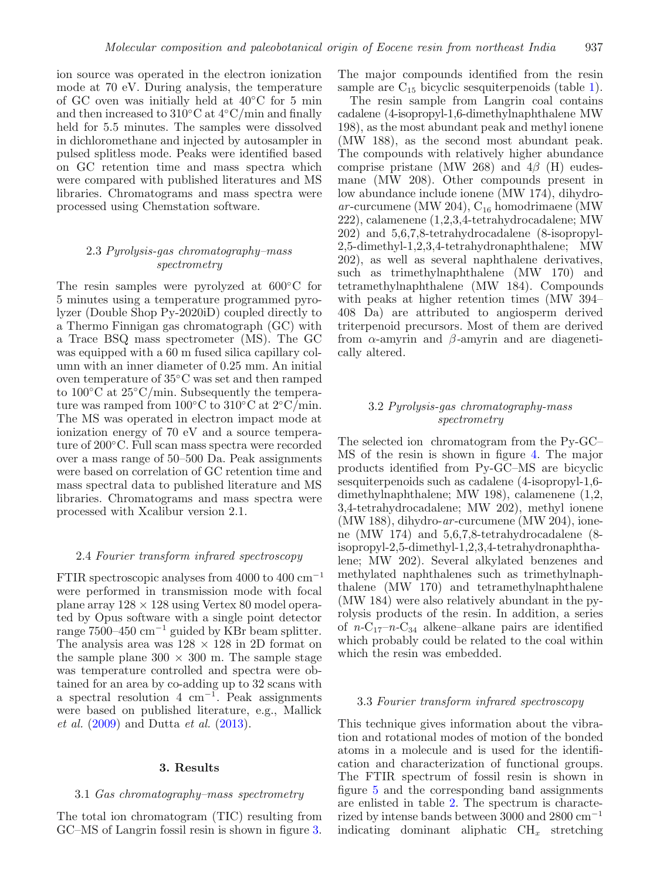ion source was operated in the electron ionization mode at 70 eV. During analysis, the temperature of GC oven was initially held at 40°C for 5 min and then increased to 310°C at 4°C/min and finally held for 5.5 minutes. The samples were dissolved in dichloromethane and injected by autosampler in pulsed splitless mode. Peaks were identified based on GC retention time and mass spectra which were compared with published literatures and MS libraries. Chromatograms and mass spectra were processed using Chemstation software.

### 2.3 *Pyrolysis-gas chromatography–mass spectrometry*

The resin samples were pyrolyzed at 600°C for 5 minutes using a temperature programmed pyrolyzer (Double Shop Py-2020iD) coupled directly to a Thermo Finnigan gas chromatograph (GC) with a Trace BSQ mass spectrometer (MS). The GC was equipped with a 60 m fused silica capillary column with an inner diameter of 0.25 mm. An initial oven temperature of 35°C was set and then ramped to 100°C at 25°C/min. Subsequently the temperature was ramped from 100°C to 310°C at 2°C/min. The MS was operated in electron impact mode at ionization energy of 70 eV and a source temperature of 200°C. Full scan mass spectra were recorded over a mass range of 50–500 Da. Peak assignments were based on correlation of GC retention time and mass spectral data to published literature and MS libraries. Chromatograms and mass spectra were processed with Xcalibur version 2.1.

### 2.4 *Fourier transform infrared spectroscopy*

FTIR spectroscopic analyses from 4000 to 400 $cm^{-1}$ were performed in transmission mode with focal plane array 128 × 128 using Vertex 80 model operated by Opus software with a single point detector range 7500–450 $cm^{-1}$ guided by KBr beam splitter. The analysis area was 128 × 128 in 2D format on the sample plane 300 × 300 m. The sample stage was temperature controlled and spectra were obtained for an area by co-adding up to 32 scans with a spectral resolution 4 $cm^{-1}$. Peak assignments were based on published literature, e.g., Mallick *et al.* (2009) and Dutta *et al.* (2013).

## 3. Results

### 3.1 *Gas chromatography–mass spectrometry*

The total ion chromatogram (TIC) resulting from GC–MS of Langrin fossil resin is shown in figure 3. The major compounds identified from the resin sample are $C_{15}$ bicyclic sesquiterpenoids (table 1).

The resin sample from Langrin coal contains cadalene (4-isopropyl-1,6-dimethylnaphthalene MW 198), as the most abundant peak and methyl ionene (MW 188), as the second most abundant peak. The compounds with relatively higher abundance comprise pristane (MW 268) and 4$\beta$ (H) eudesmane (MW 208). Other compounds present in low abundance include ionene (MW 174), dihydro-*ar*-curcumene (MW 204), $C_{16}$ homodrimaene (MW 222), calamenene (1,2,3,4-tetrahydrocadalene; MW 202) and 5,6,7,8-tetrahydrocadalene (8-isopropyl-2,5-dimethyl-1,2,3,4-tetrahydronaphthalene; MW 202), as well as several naphthalene derivatives, such as trimethylnaphthalene (MW 170) and tetramethylnaphthalene (MW 184). Compounds with peaks at higher retention times (MW 394–408 Da) are attributed to angiosperm derived triterpenoid precursors. Most of them are derived from $\alpha$-amyrin and $\beta$-amyrin and are diagenetically altered.

### 3.2 *Pyrolysis-gas chromatography-mass spectrometry*

The selected ion chromatogram from the Py-GC–MS of the resin is shown in figure 4. The major products identified from Py-GC–MS are bicyclic sesquiterpenoids such as cadalene (4-isopropyl-1,6-dimethylnaphthalene; MW 198), calamenene (1,2,3,4-tetrahydrocadalene; MW 202), methyl ionene (MW 188), dihydro-*ar*-curcumene (MW 204), ionene (MW 174) and 5,6,7,8-tetrahydrocadalene (8-isopropyl-2,5-dimethyl-1,2,3,4-tetrahydronaphthalene; MW 202). Several alkylated benzenes and methylated naphthalenes such as trimethylnaphthalene (MW 170) and tetramethylnaphthalene (MW 184) were also relatively abundant in the pyrolysis products of the resin. In addition, a series of $n$-$C_{17}$–$n$-$C_{34}$ alkene–alkane pairs are identified which probably could be related to the coal within which the resin was embedded.

### 3.3 *Fourier transform infrared spectroscopy*

This technique gives information about the vibration and rotational modes of motion of the bonded atoms in a molecule and is used for the identification and characterization of functional groups. The FTIR spectrum of fossil resin is shown in figure 5 and the corresponding band assignments are enlisted in table 2. The spectrum is characterized by intense bands between 3000 and 2800 $cm^{-1}$ indicating dominant aliphatic $CH_x$ stretching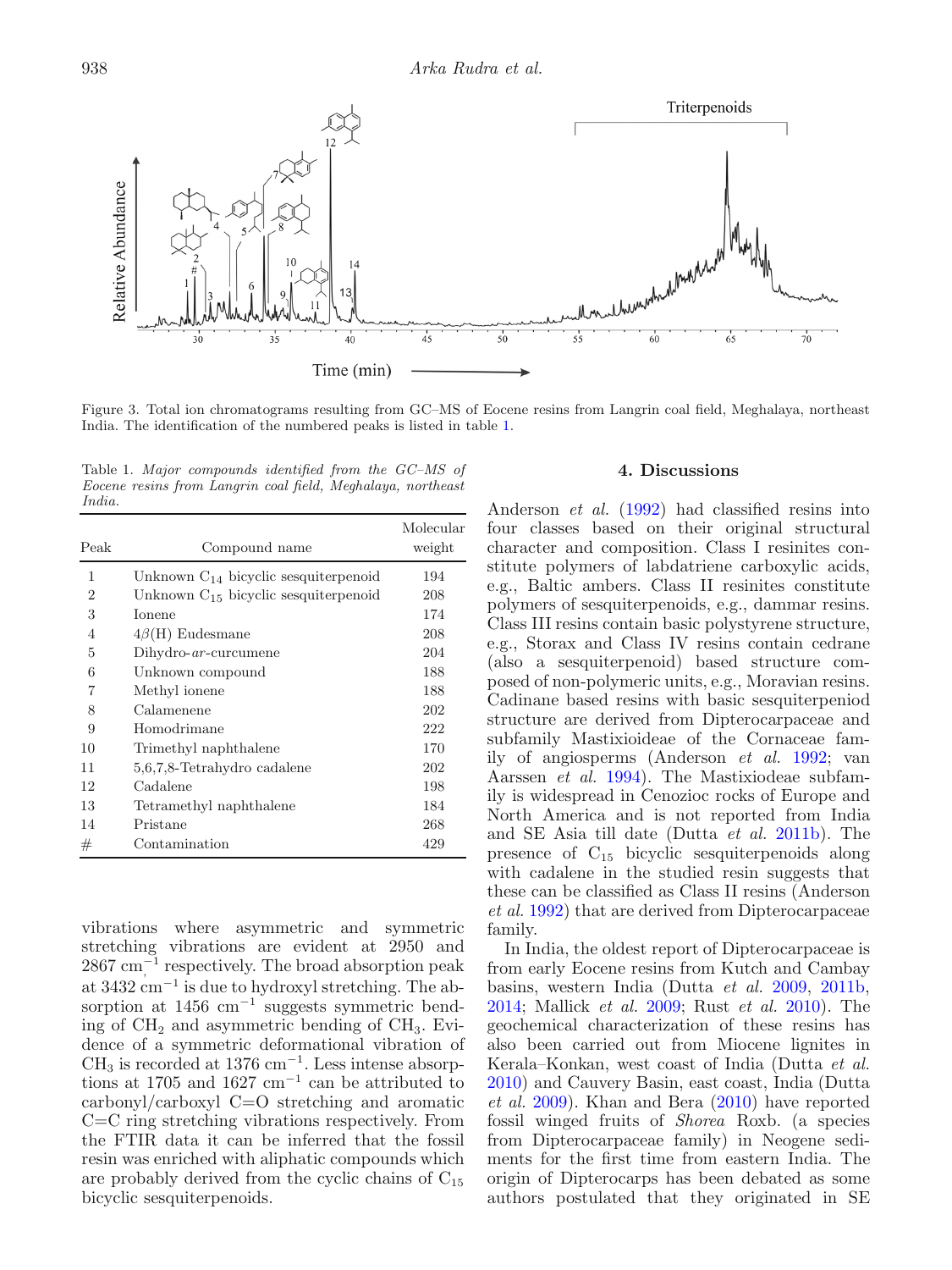Figure 3. Total ion chromatograms resulting from GC–MS of Eocene resins from Langrin coal field, Meghalaya, northeast India. The identification of the numbered peaks is listed in table 1.

Table 1. *Major compounds identified from the GC–MS of Eocene resins from Langrin coal field, Meghalaya, northeast India.*

| Peak | Compound name | Molecular weight |
|---|---|---|
| 1 | Unknown $C_{14}$ bicyclic sesquiterpenoid | 194 |
| 2 | Unknown $C_{15}$ bicyclic sesquiterpenoid | 208 |
| 3 | Ionene | 174 |
| 4 | 4$\beta$(H) Eudesmane | 208 |
| 5 | Dihydro-*ar*-curcumene | 204 |
| 6 | Unknown compound | 188 |
| 7 | Methyl ionene | 188 |
| 8 | Calamenene | 202 |
| 9 | Homodrimane | 222 |
| 10 | Trimethyl naphthalene | 170 |
| 11 | 5,6,7,8-Tetrahydro cadalene | 202 |
| 12 | Cadalene | 198 |
| 13 | Tetramethyl naphthalene | 184 |
| 14 | Pristane | 268 |
| # | Contamination | 429 |

vibrations where asymmetric and symmetric stretching vibrations are evident at 2950 and 2867 $cm^{-1}$ respectively. The broad absorption peak at 3432 $cm^{-1}$ is due to hydroxyl stretching. The absorption at 1456 $cm^{-1}$ suggests symmetric bending of $CH_2$ and asymmetric bending of $CH_3$. Evidence of a symmetric deformational vibration of $CH_3$ is recorded at 1376 $cm^{-1}$. Less intense absorptions at 1705 and 1627 $cm^{-1}$ can be attributed to carbonyl/carboxyl C=O stretching and aromatic C=C ring stretching vibrations respectively. From the FTIR data it can be inferred that the fossil resin was enriched with aliphatic compounds which are probably derived from the cyclic chains of $C_{15}$ bicyclic sesquiterpenoids.

## 4. Discussions

Anderson *et al.* (1992) had classified resins into four classes based on their original structural character and composition. Class I resinites constitute polymers of labdatriene carboxylic acids, e.g., Baltic ambers. Class II resinites constitute polymers of sesquiterpenoids, e.g., dammar resins. Class III resins contain basic polystyrene structure, e.g., Storax and Class IV resins contain cedrane (also a sesquiterpenoid) based structure composed of non-polymeric units, e.g., Moravian resins. Cadinane based resins with basic sesquiterpeniod structure are derived from Dipterocarpaceae and subfamily Mastixioideae of the Cornaceae family of angiosperms (Anderson *et al.* 1992; van Aarssen *et al.* 1994). The Mastixiodeae subfamily is widespread in Cenozioc rocks of Europe and North America and is not reported from India and SE Asia till date (Dutta *et al.* 2011b). The presence of $C_{15}$ bicyclic sesquiterpenoids along with cadalene in the studied resin suggests that these can be classified as Class II resins (Anderson *et al.* 1992) that are derived from Dipterocarpaceae family.

In India, the oldest report of Dipterocarpaceae is from early Eocene resins from Kutch and Cambay basins, western India (Dutta *et al.* 2009, 2011b, 2014; Mallick *et al.* 2009; Rust *et al.* 2010). The geochemical characterization of these resins has also been carried out from Miocene lignites in Kerala–Konkan, west coast of India (Dutta *et al.* 2010) and Cauvery Basin, east coast, India (Dutta *et al.* 2009). Khan and Bera (2010) have reported fossil winged fruits of *Shorea* Roxb. (a species from Dipterocarpaceae family) in Neogene sediments for the first time from eastern India. The origin of Dipterocarps has been debated as some authors postulated that they originated in SE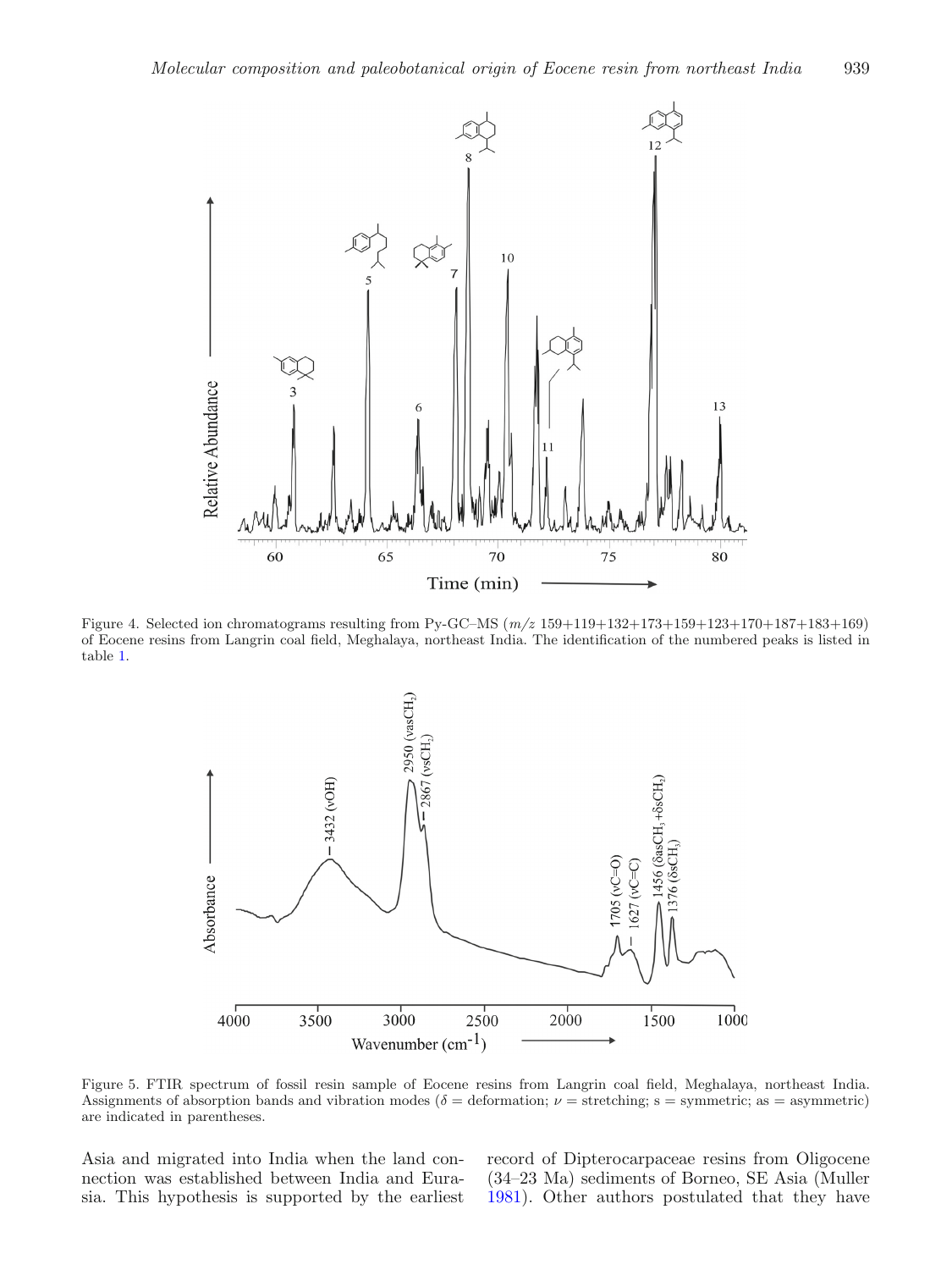Figure 4. Selected ion chromatograms resulting from Py-GC–MS (*m/z* 159+119+132+173+159+123+170+187+183+169) of Eocene resins from Langrin coal field, Meghalaya, northeast India. The identification of the numbered peaks is listed in table 1.

Figure 5. FTIR spectrum of fossil resin sample of Eocene resins from Langrin coal field, Meghalaya, northeast India. Assignments of absorption bands and vibration modes ($\delta$ = deformation; $\nu$ = stretching; s = symmetric; as = asymmetric) are indicated in parentheses.

Asia and migrated into India when the land connection was established between India and Eurasia. This hypothesis is supported by the earliest record of Dipterocarpaceae resins from Oligocene (34–23 Ma) sediments of Borneo, SE Asia (Muller 1981). Other authors postulated that they have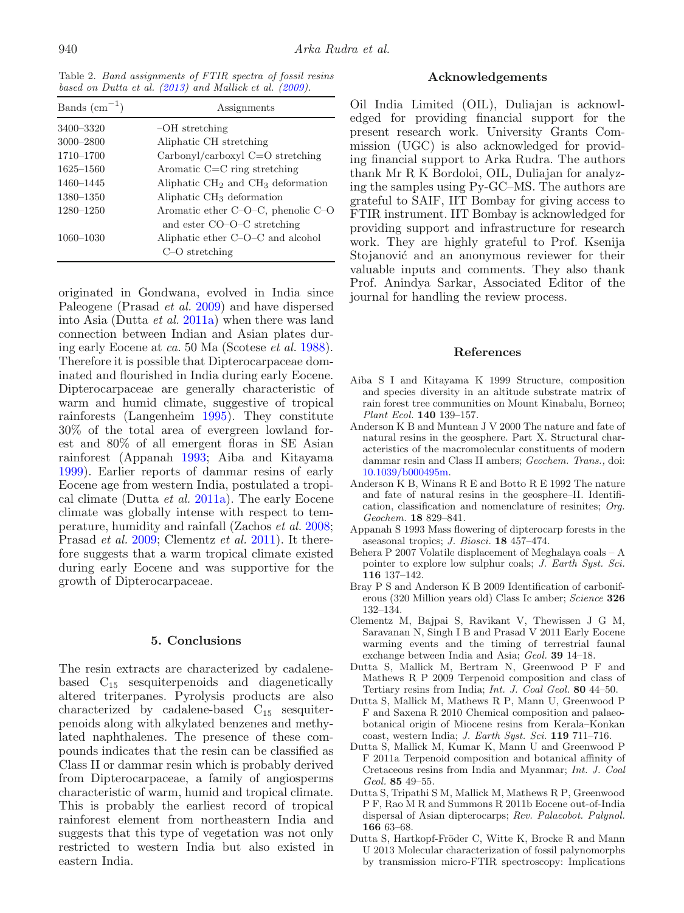Table 2. *Band assignments of FTIR spectra of fossil resins based on Dutta et al. (2013) and Mallick et al. (2009).*

| Bands ($cm^{-1}$) | Assignments |
|---|---|
| 3400–3320 | –OH stretching |
| 3000–2800 | Aliphatic CH stretching |
| 1710–1700 | Carbonyl/carboxyl C=O stretching |
| 1625–1560 | Aromatic C=C ring stretching |
| 1460–1445 | Aliphatic $CH_2$ and $CH_3$ deformation |
| 1380–1350 | Aliphatic $CH_3$ deformation |
| 1280–1250 | Aromatic ether C–O–C, phenolic C–O and ester CO–O–C stretching |
| 1060–1030 | Aliphatic ether C–O–C and alcohol C–O stretching |

originated in Gondwana, evolved in India since Paleogene (Prasad *et al.* 2009) and have dispersed into Asia (Dutta *et al.* 2011a) when there was land connection between Indian and Asian plates during early Eocene at *ca.* 50 Ma (Scotese *et al.* 1988). Therefore it is possible that Dipterocarpaceae dominated and flourished in India during early Eocene. Dipterocarpaceae are generally characteristic of warm and humid climate, suggestive of tropical rainforests (Langenheim 1995). They constitute 30% of the total area of evergreen lowland forest and 80% of all emergent floras in SE Asian rainforest (Appanah 1993; Aiba and Kitayama 1999). Earlier reports of dammar resins of early Eocene age from western India, postulated a tropical climate (Dutta *et al.* 2011a). The early Eocene climate was globally intense with respect to temperature, humidity and rainfall (Zachos *et al.* 2008; Prasad *et al.* 2009; Clementz *et al.* 2011). It therefore suggests that a warm tropical climate existed during early Eocene and was supportive for the growth of Dipterocarpaceae.

## 5. Conclusions

The resin extracts are characterized by cadalene-based $C_{15}$ sesquiterpenoids and diagenetically altered triterpanes. Pyrolysis products are also characterized by cadalene-based $C_{15}$ sesquiterpenoids along with alkylated benzenes and methylated naphthalenes. The presence of these compounds indicates that the resin can be classified as Class II or dammar resin which is probably derived from Dipterocarpaceae, a family of angiosperms characteristic of warm, humid and tropical climate. This is probably the earliest record of tropical rainforest element from northeastern India and suggests that this type of vegetation was not only restricted to western India but also existed in eastern India.

## Acknowledgements

Oil India Limited (OIL), Duliajan is acknowledged for providing financial support for the present research work. University Grants Commission (UGC) is also acknowledged for providing financial support to Arka Rudra. The authors thank Mr R K Bordoloi, OIL, Duliajan for analyzing the samples using Py-GC–MS. The authors are grateful to SAIF, IIT Bombay for giving access to FTIR instrument. IIT Bombay is acknowledged for providing support and infrastructure for research work. They are highly grateful to Prof. Ksenija Stojanović and an anonymous reviewer for their valuable inputs and comments. They also thank Prof. Anindya Sarkar, Associated Editor of the journal for handling the review process.

## References

Aiba S I and Kitayama K 1999 Structure, composition and species diversity in an altitude substrate matrix of rain forest tree communities on Mount Kinabalu, Borneo; *Plant Ecol.* **140** 139–157.

Anderson K B and Muntean J V 2000 The nature and fate of natural resins in the geosphere. Part X. Structural characteristics of the macromolecular constituents of modern dammar resin and Class II ambers; *Geochem. Trans.*, doi: 10.1039/b000495m.

Anderson K B, Winans R E and Botto R E 1992 The nature and fate of natural resins in the geosphere–II. Identification, classification and nomenclature of resinites; *Org. Geochem.* **18** 829–841.

Appanah S 1993 Mass flowering of dipterocarp forests in the aseasonal tropics; *J. Biosci.* **18** 457–474.

Behera P 2007 Volatile displacement of Meghalaya coals – A pointer to explore low sulphur coals; *J. Earth Syst. Sci.* **116** 137–142.

Bray P S and Anderson K B 2009 Identification of carboniferous (320 Million years old) Class Ic amber; *Science* **326** 132–134.

Clementz M, Bajpai S, Ravikant V, Thewissen J G M, Saravanan N, Singh I B and Prasad V 2011 Early Eocene warming events and the timing of terrestrial faunal exchange between India and Asia; *Geol.* **39** 14–18.

Dutta S, Mallick M, Bertram N, Greenwood P F and Mathews R P 2009 Terpenoid composition and class of Tertiary resins from India; *Int. J. Coal Geol.* **80** 44–50.

Dutta S, Mallick M, Mathews R P, Mann U, Greenwood P F and Saxena R 2010 Chemical composition and palaeobotanical origin of Miocene resins from Kerala–Konkan coast, western India; *J. Earth Syst. Sci.* **119** 711–716.

Dutta S, Mallick M, Kumar K, Mann U and Greenwood P F 2011a Terpenoid composition and botanical affinity of Cretaceous resins from India and Myanmar; *Int. J. Coal Geol.* **85** 49–55.

Dutta S, Tripathi S M, Mallick M, Mathews R P, Greenwood P F, Rao M R and Summons R 2011b Eocene out-of-India dispersal of Asian dipterocarps; *Rev. Palaeobot. Palynol.* **166** 63–68.

Dutta S, Hartkopf-Fröder C, Witte K, Brocke R and Mann U 2013 Molecular characterization of fossil palynomorphs by transmission micro-FTIR spectroscopy: Implications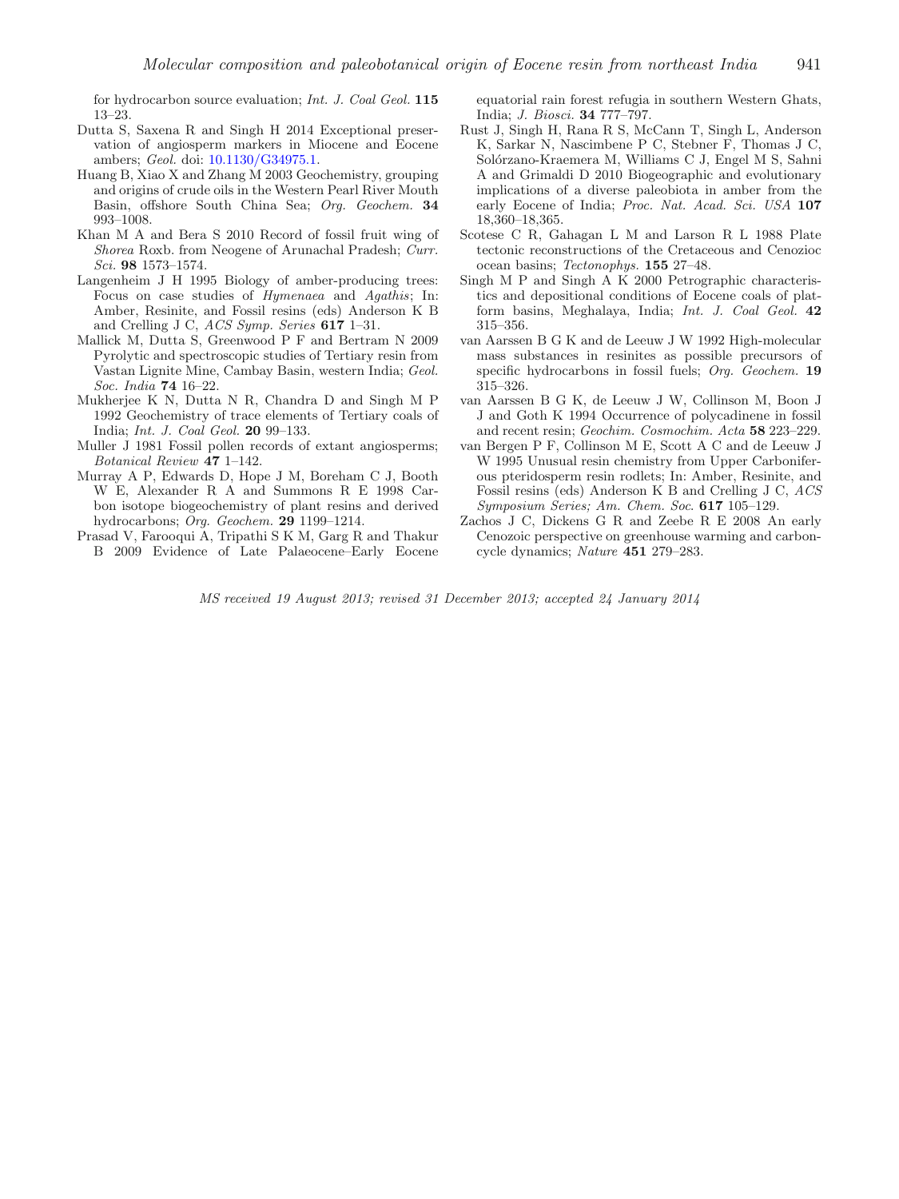for hydrocarbon source evaluation; *Int. J. Coal Geol.* **115** 13–23.

Dutta S, Saxena R and Singh H 2014 Exceptional preservation of angiosperm markers in Miocene and Eocene ambers; *Geol.* doi: 10.1130/G34975.1.

Huang B, Xiao X and Zhang M 2003 Geochemistry, grouping and origins of crude oils in the Western Pearl River Mouth Basin, offshore South China Sea; *Org. Geochem.* **34** 993–1008.

Khan M A and Bera S 2010 Record of fossil fruit wing of *Shorea* Roxb. from Neogene of Arunachal Pradesh; *Curr. Sci.* **98** 1573–1574.

Langenheim J H 1995 Biology of amber-producing trees: Focus on case studies of *Hymenaea* and *Agathis*; In: Amber, Resinite, and Fossil resins (eds) Anderson K B and Crelling J C, *ACS Symp. Series* **617** 1–31.

Mallick M, Dutta S, Greenwood P F and Bertram N 2009 Pyrolytic and spectroscopic studies of Tertiary resin from Vastan Lignite Mine, Cambay Basin, western India; *Geol. Soc. India* **74** 16–22.

Mukherjee K N, Dutta N R, Chandra D and Singh M P 1992 Geochemistry of trace elements of Tertiary coals of India; *Int. J. Coal Geol.* **20** 99–133.

Muller J 1981 Fossil pollen records of extant angiosperms; *Botanical Review* **47** 1–142.

Murray A P, Edwards D, Hope J M, Boreham C J, Booth W E, Alexander R A and Summons R E 1998 Carbon isotope biogeochemistry of plant resins and derived hydrocarbons; *Org. Geochem.* **29** 1199–1214.

Prasad V, Farooqui A, Tripathi S K M, Garg R and Thakur B 2009 Evidence of Late Palaeocene–Early Eocene equatorial rain forest refugia in southern Western Ghats, India; *J. Biosci.* **34** 777–797.

Rust J, Singh H, Rana R S, McCann T, Singh L, Anderson K, Sarkar N, Nascimbene P C, Stebner F, Thomas J C, Solórzano-Kraemera M, Williams C J, Engel M S, Sahni A and Grimaldi D 2010 Biogeographic and evolutionary implications of a diverse paleobiota in amber from the early Eocene of India; *Proc. Nat. Acad. Sci. USA* **107** 18,360–18,365.

Scotese C R, Gahagan L M and Larson R L 1988 Plate tectonic reconstructions of the Cretaceous and Cenozioc ocean basins; *Tectonophys.* **155** 27–48.

Singh M P and Singh A K 2000 Petrographic characteristics and depositional conditions of Eocene coals of platform basins, Meghalaya, India; *Int. J. Coal Geol.* **42** 315–356.

van Aarssen B G K and de Leeuw J W 1992 High-molecular mass substances in resinites as possible precursors of specific hydrocarbons in fossil fuels; *Org. Geochem.* **19** 315–326.

van Aarssen B G K, de Leeuw J W, Collinson M, Boon J J and Goth K 1994 Occurrence of polycadinene in fossil and recent resin; *Geochim. Cosmochim. Acta* **58** 223–229.

van Bergen P F, Collinson M E, Scott A C and de Leeuw J W 1995 Unusual resin chemistry from Upper Carboniferous pteridosperm resin rodlets; In: Amber, Resinite, and Fossil resins (eds) Anderson K B and Crelling J C, *ACS Symposium Series; Am. Chem. Soc.* **617** 105–129.

Zachos J C, Dickens G R and Zeebe R E 2008 An early Cenozoic perspective on greenhouse warming and carbon-cycle dynamics; *Nature* **451** 279–283.

*MS received 19 August 2013; revised 31 December 2013; accepted 24 January 2014*